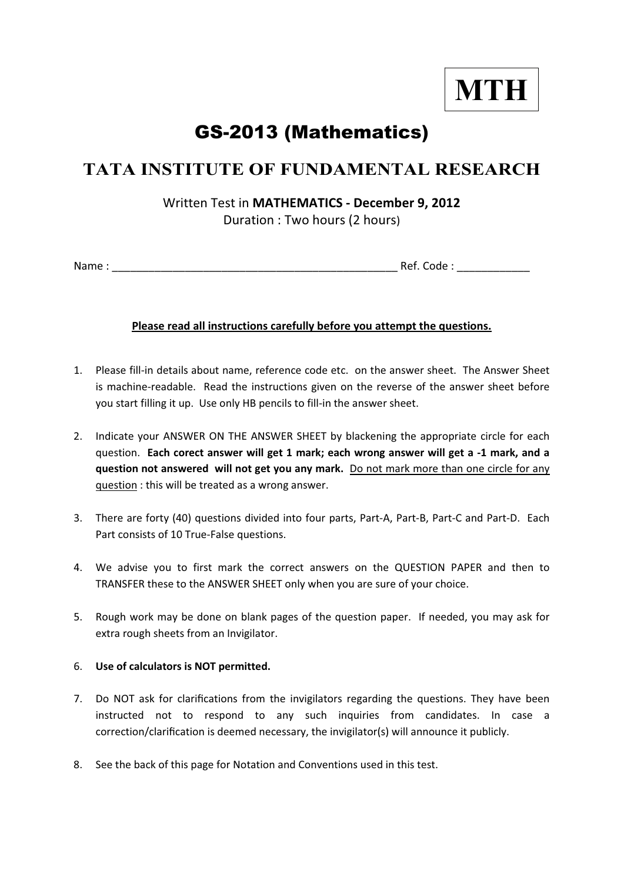**MTH**

# GS-2013 (Mathematics)

## TATA INSTITUTE OF FUNDAMENTAL RESEARCH

Written Test in **MATHEMATICS - December 9, 2012**
Duration : Two hours (2 hours)

Name : ________________________________________________ Ref. Code : ____________

**Please read all instructions carefully before you attempt the questions.**

1. Please fill-in details about name, reference code etc. on the answer sheet. The Answer Sheet is machine-readable. Read the instructions given on the reverse of the answer sheet before you start filling it up. Use only HB pencils to fill-in the answer sheet.

2. Indicate your ANSWER ON THE ANSWER SHEET by blackening the appropriate circle for each question. **Each corect answer will get 1 mark; each wrong answer will get a -1 mark, and a question not answered will not get you any mark.** Do not mark more than one circle for any question : this will be treated as a wrong answer.

3. There are forty (40) questions divided into four parts, Part-A, Part-B, Part-C and Part-D. Each Part consists of 10 True-False questions.

4. We advise you to first mark the correct answers on the QUESTION PAPER and then to TRANSFER these to the ANSWER SHEET only when you are sure of your choice.

5. Rough work may be done on blank pages of the question paper. If needed, you may ask for extra rough sheets from an Invigilator.

6. **Use of calculators is NOT permitted.**

7. Do NOT ask for clarifications from the invigilators regarding the questions. They have been instructed not to respond to any such inquiries from candidates. In case a correction/clarification is deemed necessary, the invigilator(s) will announce it publicly.

8. See the back of this page for Notation and Conventions used in this test.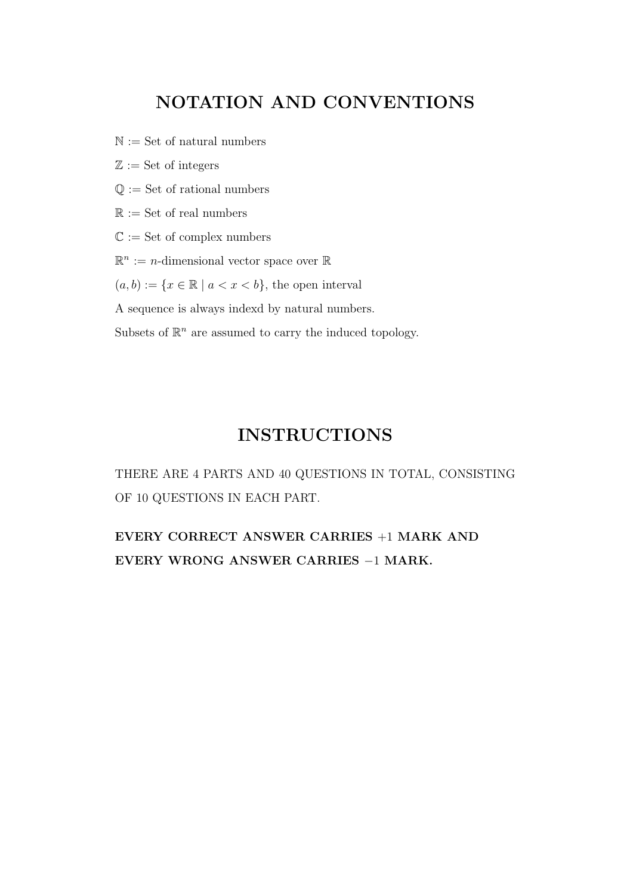# NOTATION AND CONVENTIONS

$\mathbb{N}$ := Set of natural numbers

$\mathbb{Z}$ := Set of integers

$\mathbb{Q}$ := Set of rational numbers

$\mathbb{R}$ := Set of real numbers

$\mathbb{C}$ := Set of complex numbers

$\mathbb{R}^n$ := $n$-dimensional vector space over $\mathbb{R}$

$(a, b) := \{x \in \mathbb{R} \mid a < x < b\}$, the open interval

A sequence is always indexd by natural numbers.

Subsets of $\mathbb{R}^n$ are assumed to carry the induced topology.

# INSTRUCTIONS

THERE ARE 4 PARTS AND 40 QUESTIONS IN TOTAL, CONSISTING OF 10 QUESTIONS IN EACH PART.

**EVERY CORRECT ANSWER CARRIES $+1$ MARK AND EVERY WRONG ANSWER CARRIES $-1$ MARK.**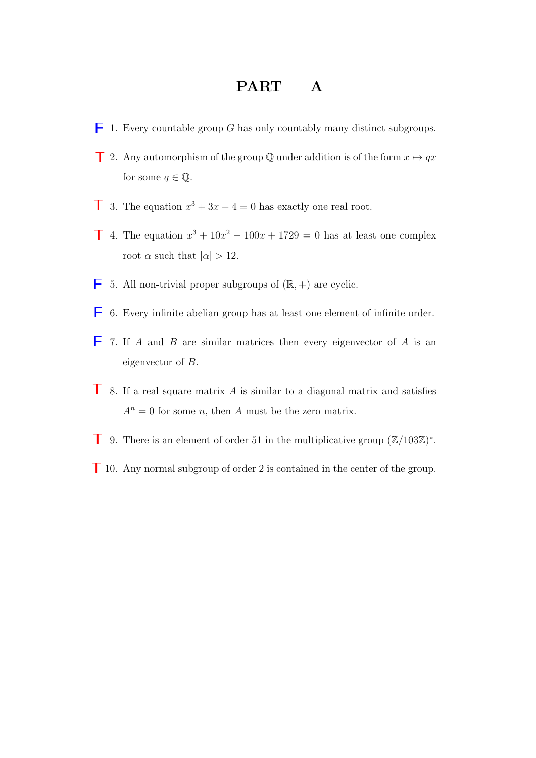# PART A

F 1. Every countable group $G$ has only countably many distinct subgroups.

T 2. Any automorphism of the group $\mathbb{Q}$ under addition is of the form $x \mapsto qx$ for some $q \in \mathbb{Q}$.

T 3. The equation $x^3 + 3x - 4 = 0$ has exactly one real root.

T 4. The equation $x^3 + 10x^2 - 100x + 1729 = 0$ has at least one complex root $\alpha$ such that $|\alpha| > 12$.

F 5. All non-trivial proper subgroups of $(\mathbb{R}, +)$ are cyclic.

F 6. Every infinite abelian group has at least one element of infinite order.

F 7. If $A$ and $B$ are similar matrices then every eigenvector of $A$ is an eigenvector of $B$.

T 8. If a real square matrix $A$ is similar to a diagonal matrix and satisfies $A^n = 0$ for some $n$, then $A$ must be the zero matrix.

T 9. There is an element of order 51 in the multiplicative group $(\mathbb{Z}/103\mathbb{Z})^*$.

T 10. Any normal subgroup of order 2 is contained in the center of the group.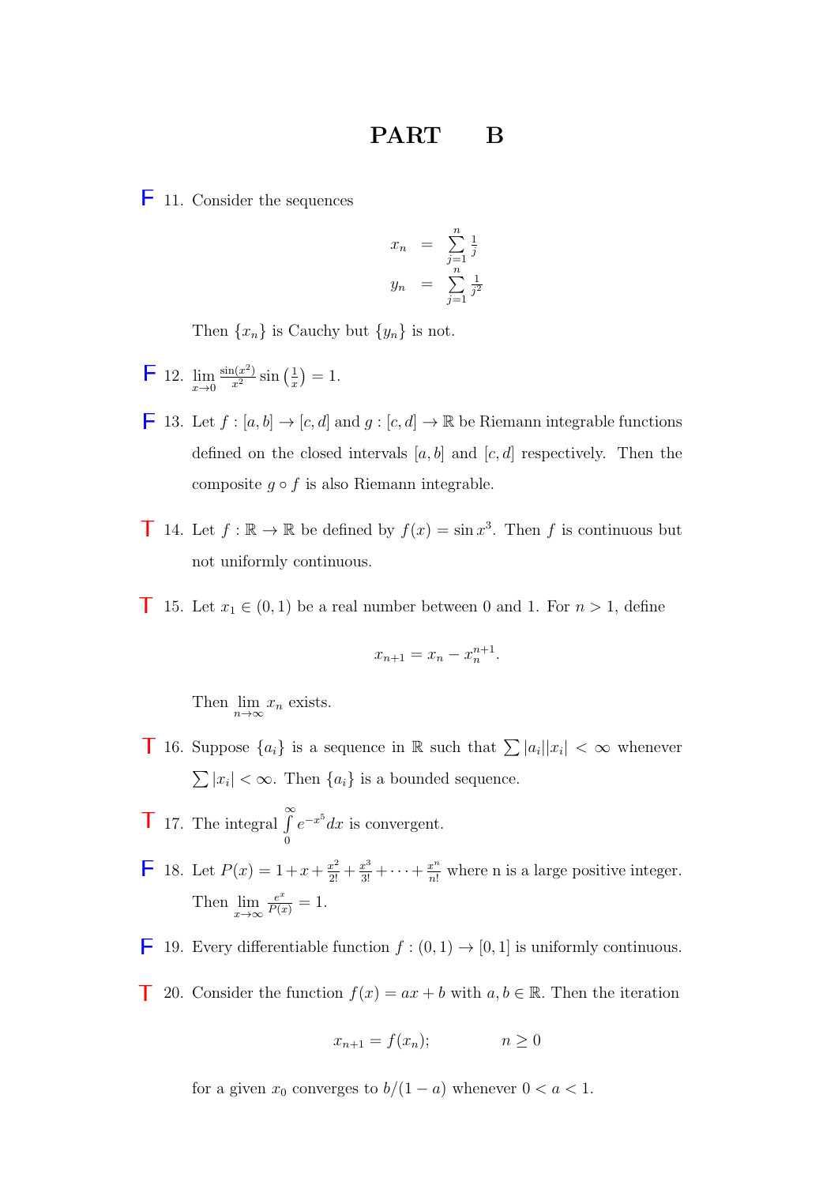# PART B

F 11. Consider the sequences

$$x_n = \sum_{j=1}^{n} \frac{1}{j}$$
$$y_n = \sum_{j=1}^{n} \frac{1}{j^2}$$

Then $\{x_n\}$ is Cauchy but $\{y_n\}$ is not.

F 12. $\lim_{x \to 0} \frac{\sin(x^2)}{x^2} \sin\left(\frac{1}{x}\right) = 1$.

F 13. Let $f : [a, b] \to [c, d]$ and $g : [c, d] \to \mathbb{R}$ be Riemann integrable functions defined on the closed intervals $[a, b]$ and $[c, d]$ respectively. Then the composite $g \circ f$ is also Riemann integrable.

T 14. Let $f : \mathbb{R} \to \mathbb{R}$ be defined by $f(x) = \sin x^3$. Then $f$ is continuous but not uniformly continuous.

T 15. Let $x_1 \in (0, 1)$ be a real number between 0 and 1. For $n > 1$, define

$$x_{n+1} = x_n - x_n^{n+1}.$$

Then $\lim_{n\to\infty} x_n$ exists.

T 16. Suppose $\{a_i\}$ is a sequence in $\mathbb{R}$ such that $\sum |a_i||x_i| < \infty$ whenever $\sum |x_i| < \infty$. Then $\{a_i\}$ is a bounded sequence.

T 17. The integral $\int_0^{\infty} e^{-x^5} dx$ is convergent.

F 18. Let $P(x) = 1 + x + \frac{x^2}{2!} + \frac{x^3}{3!} + \cdots + \frac{x^n}{n!}$ where n is a large positive integer. Then $\lim_{x\to\infty} \frac{e^x}{P(x)} = 1$.

F 19. Every differentiable function $f : (0, 1) \to [0, 1]$ is uniformly continuous.

T 20. Consider the function $f(x) = ax + b$ with $a, b \in \mathbb{R}$. Then the iteration

$$x_{n+1} = f(x_n); \qquad n \geq 0$$

for a given $x_0$ converges to $b/(1 - a)$ whenever $0 < a < 1$.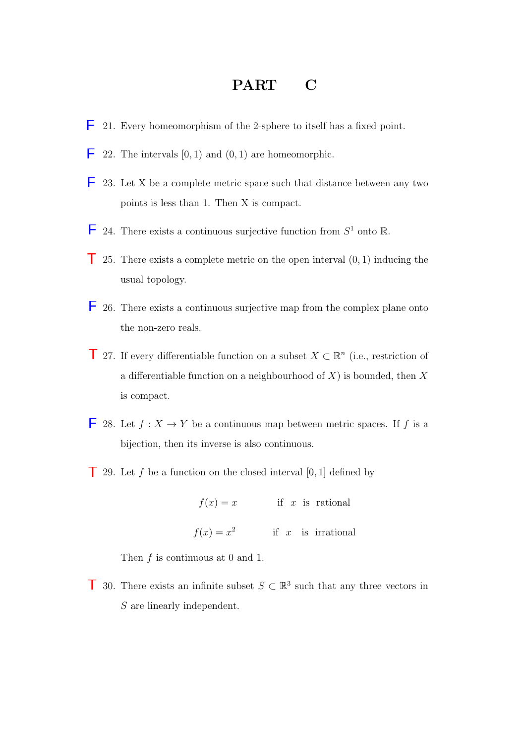# PART C

F 21. Every homeomorphism of the 2-sphere to itself has a fixed point.

F 22. The intervals $[0, 1)$ and $(0, 1)$ are homeomorphic.

F 23. Let X be a complete metric space such that distance between any two points is less than 1. Then X is compact.

F 24. There exists a continuous surjective function from $S^1$ onto $\mathbb{R}$.

T 25. There exists a complete metric on the open interval $(0, 1)$ inducing the usual topology.

F 26. There exists a continuous surjective map from the complex plane onto the non-zero reals.

T 27. If every differentiable function on a subset $X \subset \mathbb{R}^n$ (i.e., restriction of a differentiable function on a neighbourhood of $X$) is bounded, then $X$ is compact.

F 28. Let $f : X \to Y$ be a continuous map between metric spaces. If $f$ is a bijection, then its inverse is also continuous.

T 29. Let $f$ be a function on the closed interval $[0, 1]$ defined by

$$f(x) = x \qquad \text{if } x \text{ is rational}$$

$$f(x) = x^2 \qquad \text{if } x \text{ is irrational}$$

Then $f$ is continuous at 0 and 1.

T 30. There exists an infinite subset $S \subset \mathbb{R}^3$ such that any three vectors in $S$ are linearly independent.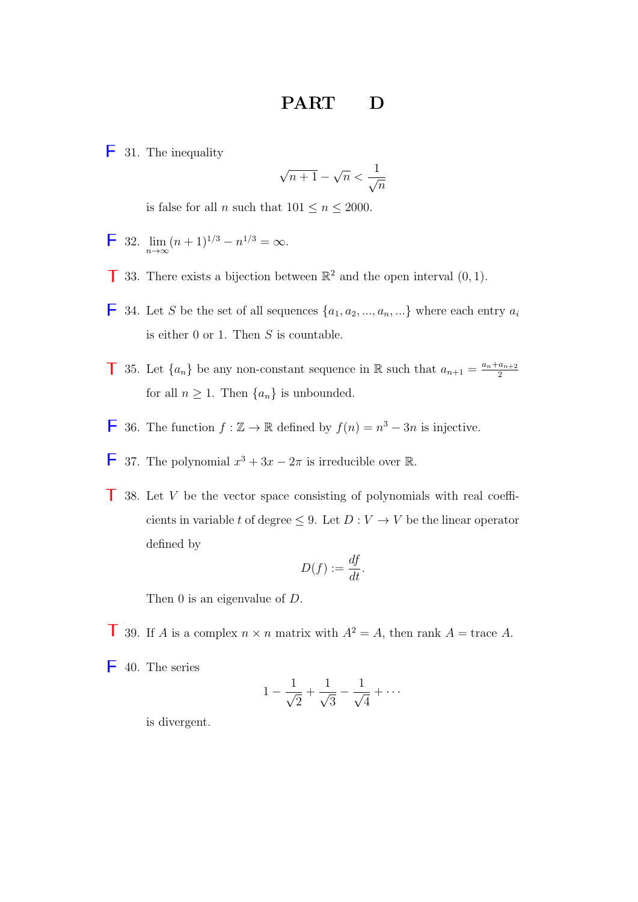# PART D

F 31. The inequality

$$\sqrt{n+1} - \sqrt{n} < \frac{1}{\sqrt{n}}$$

is false for all $n$ such that $101 \leq n \leq 2000$.

F 32. $\lim_{n\to\infty} (n+1)^{1/3} - n^{1/3} = \infty$.

T 33. There exists a bijection between $\mathbb{R}^2$ and the open interval $(0, 1)$.

F 34. Let $S$ be the set of all sequences $\{a_1, a_2, ..., a_n, ...\}$ where each entry $a_i$ is either 0 or 1. Then $S$ is countable.

T 35. Let $\{a_n\}$ be any non-constant sequence in $\mathbb{R}$ such that $a_{n+1} = \frac{a_n + a_{n+2}}{2}$ for all $n \geq 1$. Then $\{a_n\}$ is unbounded.

F 36. The function $f : \mathbb{Z} \to \mathbb{R}$ defined by $f(n) = n^3 - 3n$ is injective.

F 37. The polynomial $x^3 + 3x - 2\pi$ is irreducible over $\mathbb{R}$.

T 38. Let $V$ be the vector space consisting of polynomials with real coefficients in variable $t$ of degree $\leq 9$. Let $D : V \to V$ be the linear operator defined by

$$D(f) := \frac{df}{dt}.$$

Then 0 is an eigenvalue of $D$.

T 39. If $A$ is a complex $n \times n$ matrix with $A^2 = A$, then rank $A$ = trace $A$.

F 40. The series

$$1 - \frac{1}{\sqrt{2}} + \frac{1}{\sqrt{3}} - \frac{1}{\sqrt{4}} + \cdots$$

is divergent.